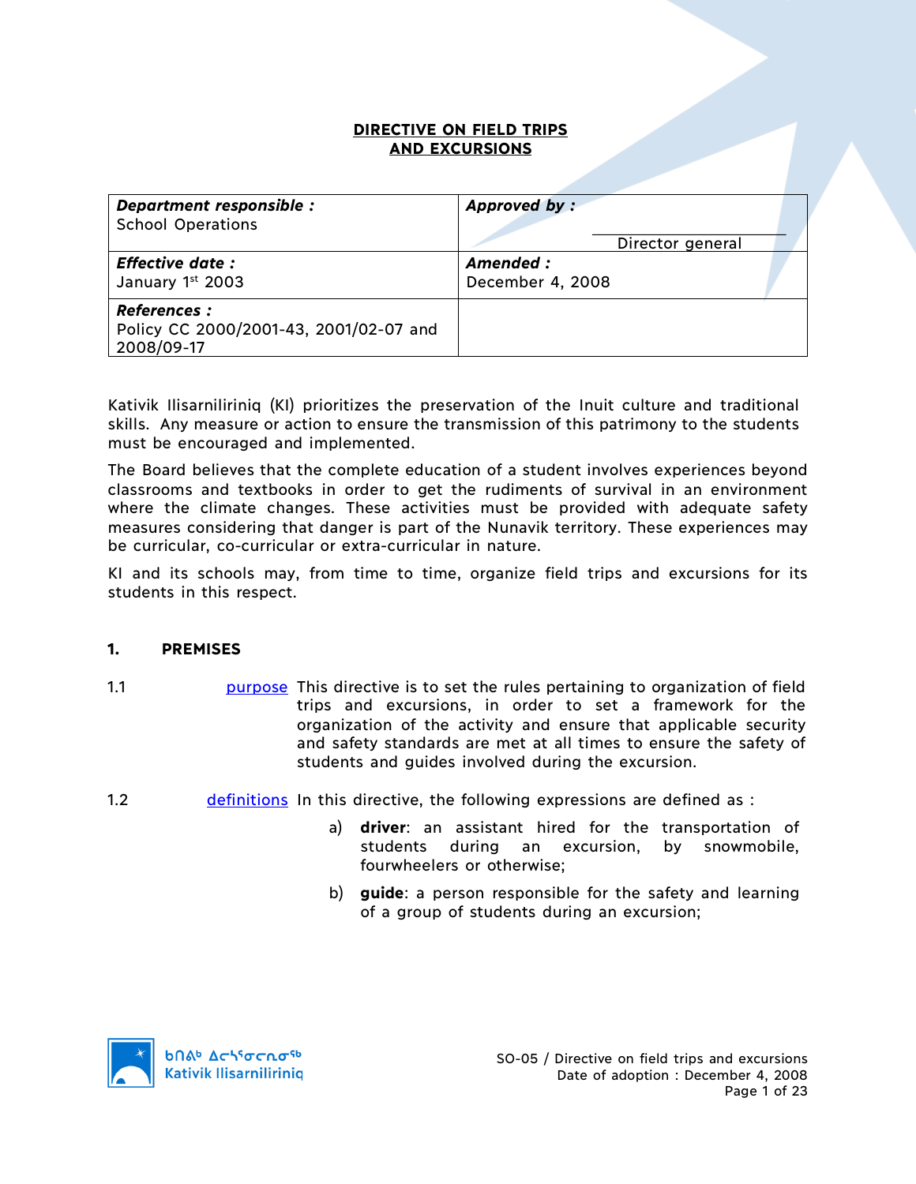# DIRECTIVE ON FIELD TRIPS AND EXCURSIONS

| | |
|---|---|
| ***Department responsible :*** School Operations | ***Approved by :*** <br><br> Director general |
| ***Effective date :*** January 1st 2003 | ***Amended :*** December 4, 2008 |
| ***References :*** Policy CC 2000/2001-43, 2001/02-07 and 2008/09-17 | |

Kativik Ilisarniliriniq (KI) prioritizes the preservation of the Inuit culture and traditional skills. Any measure or action to ensure the transmission of this patrimony to the students must be encouraged and implemented.

The Board believes that the complete education of a student involves experiences beyond classrooms and textbooks in order to get the rudiments of survival in an environment where the climate changes. These activities must be provided with adequate safety measures considering that danger is part of the Nunavik territory. These experiences may be curricular, co-curricular or extra-curricular in nature.

KI and its schools may, from time to time, organize field trips and excursions for its students in this respect.

## 1. PREMISES

1.1 purpose This directive is to set the rules pertaining to organization of field trips and excursions, in order to set a framework for the organization of the activity and ensure that applicable security and safety standards are met at all times to ensure the safety of students and guides involved during the excursion.

1.2 definitions In this directive, the following expressions are defined as :

a) **driver**: an assistant hired for the transportation of students during an excursion, by snowmobile, fourwheelers or otherwise;

b) **guide**: a person responsible for the safety and learning of a group of students during an excursion;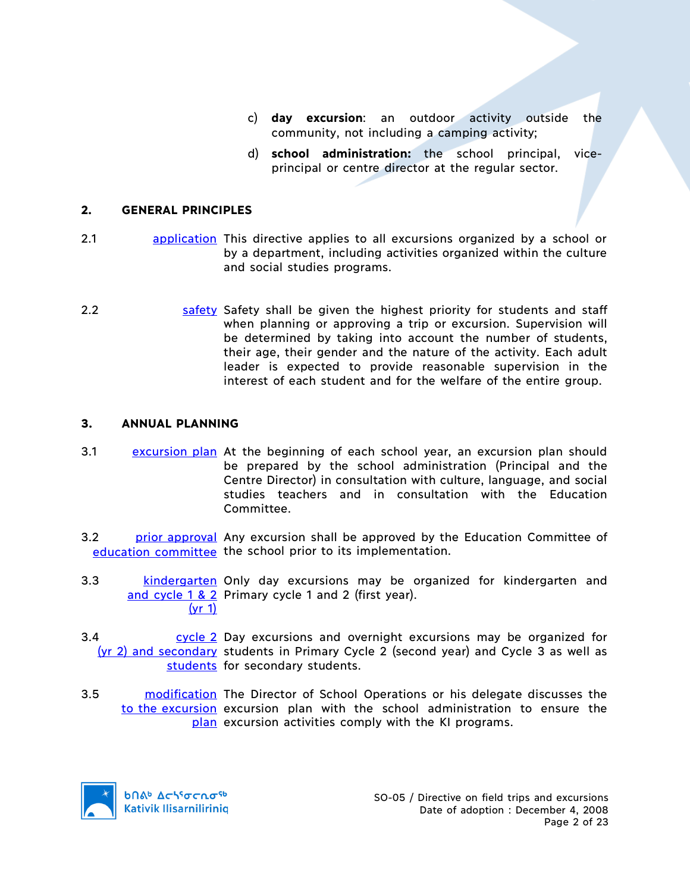c) **day excursion**: an outdoor activity outside the community, not including a camping activity;

d) **school administration:** the school principal, vice-principal or centre director at the regular sector.

## 2. GENERAL PRINCIPLES

2.1 application — This directive applies to all excursions organized by a school or by a department, including activities organized within the culture and social studies programs.

2.2 safety — Safety shall be given the highest priority for students and staff when planning or approving a trip or excursion. Supervision will be determined by taking into account the number of students, their age, their gender and the nature of the activity. Each adult leader is expected to provide reasonable supervision in the interest of each student and for the welfare of the entire group.

## 3. ANNUAL PLANNING

3.1 excursion plan — At the beginning of each school year, an excursion plan should be prepared by the school administration (Principal and the Centre Director) in consultation with culture, language, and social studies teachers and in consultation with the Education Committee.

3.2 prior approval education committee — Any excursion shall be approved by the Education Committee of the school prior to its implementation.

3.3 kindergarten and cycle 1 & 2 (yr 1) — Only day excursions may be organized for kindergarten and Primary cycle 1 and 2 (first year).

3.4 cycle 2 (yr 2) and secondary students — Day excursions and overnight excursions may be organized for students in Primary Cycle 2 (second year) and Cycle 3 as well as for secondary students.

3.5 modification to the excursion plan — The Director of School Operations or his delegate discusses the excursion plan with the school administration to ensure the excursion activities comply with the KI programs.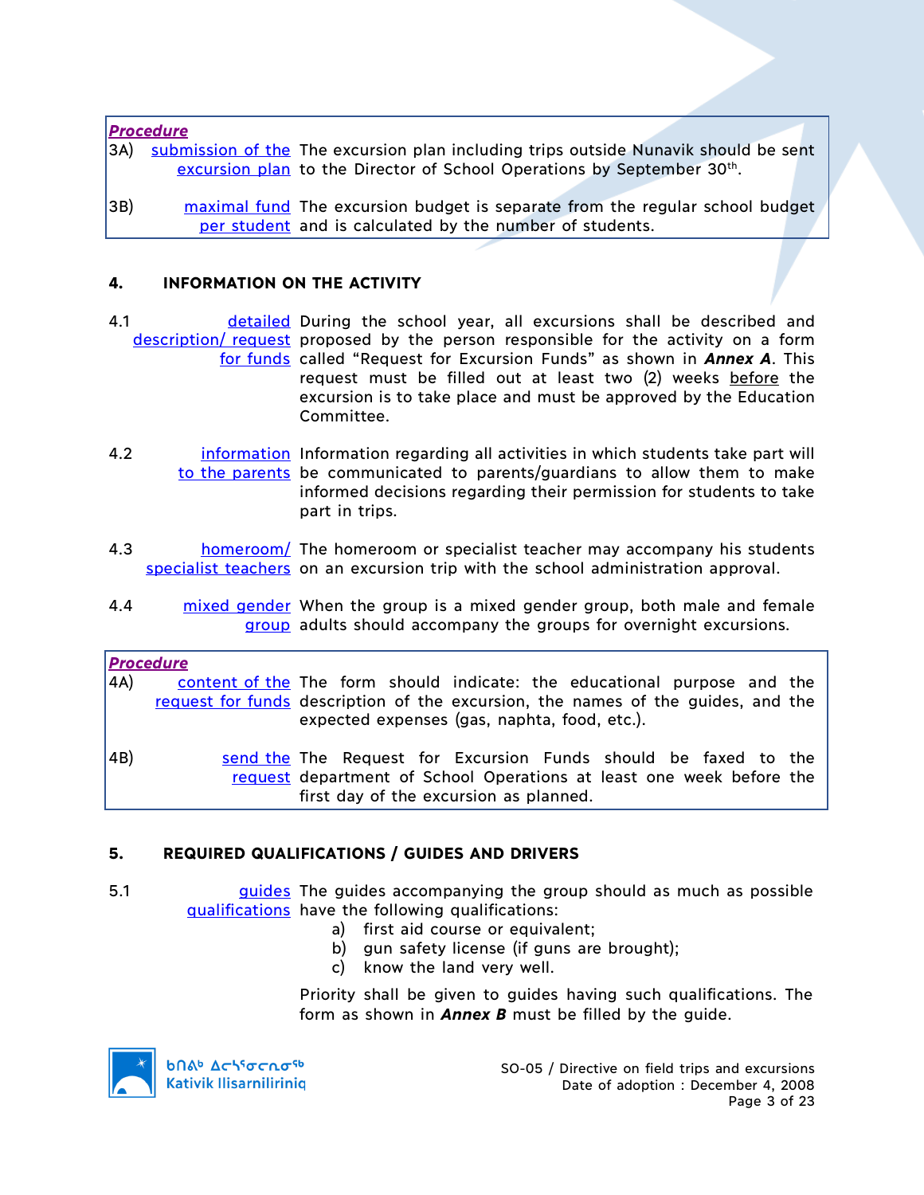***Procedure***

3A) submission of the excursion plan — The excursion plan including trips outside Nunavik should be sent to the Director of School Operations by September 30th.

3B) maximal fund per student — The excursion budget is separate from the regular school budget and is calculated by the number of students.

## 4. INFORMATION ON THE ACTIVITY

4.1 detailed description/ request for funds — During the school year, all excursions shall be described and proposed by the person responsible for the activity on a form called "Request for Excursion Funds" as shown in ***Annex A***. This request must be filled out at least two (2) weeks before the excursion is to take place and must be approved by the Education Committee.

4.2 information to the parents — Information regarding all activities in which students take part will be communicated to parents/guardians to allow them to make informed decisions regarding their permission for students to take part in trips.

4.3 homeroom/ specialist teachers — The homeroom or specialist teacher may accompany his students on an excursion trip with the school administration approval.

4.4 mixed gender group — When the group is a mixed gender group, both male and female adults should accompany the groups for overnight excursions.

***Procedure***

4A) content of the request for funds — The form should indicate: the educational purpose and the description of the excursion, the names of the guides, and the expected expenses (gas, naphta, food, etc.).

4B) send the request — The Request for Excursion Funds should be faxed to the department of School Operations at least one week before the first day of the excursion as planned.

## 5. REQUIRED QUALIFICATIONS / GUIDES AND DRIVERS

5.1 guides qualifications — The guides accompanying the group should as much as possible have the following qualifications:

a) first aid course or equivalent;
b) gun safety license (if guns are brought);
c) know the land very well.

Priority shall be given to guides having such qualifications. The form as shown in ***Annex B*** must be filled by the guide.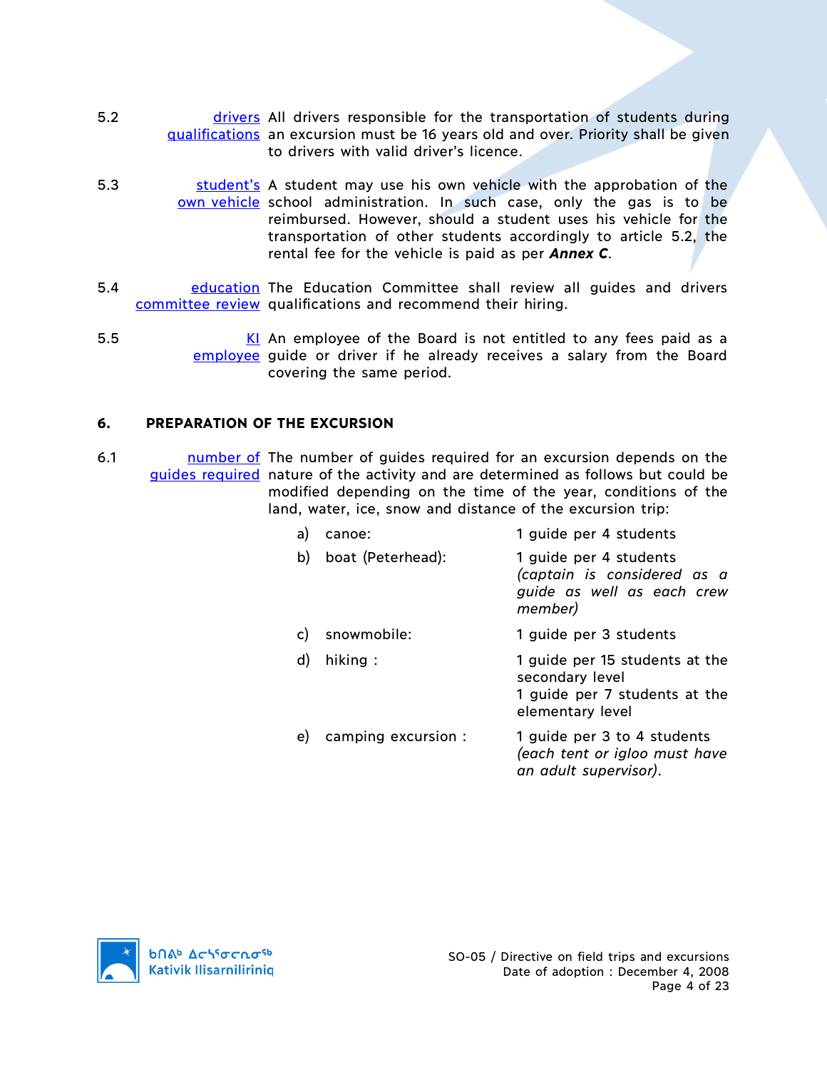5.2 drivers qualifications — All drivers responsible for the transportation of students during an excursion must be 16 years old and over. Priority shall be given to drivers with valid driver's licence.

5.3 student's own vehicle — A student may use his own vehicle with the approbation of the school administration. In such case, only the gas is to be reimbursed. However, should a student uses his vehicle for the transportation of other students accordingly to article 5.2, the rental fee for the vehicle is paid as per ***Annex C***.

5.4 education committee review — The Education Committee shall review all guides and drivers qualifications and recommend their hiring.

5.5 KI employee — An employee of the Board is not entitled to any fees paid as a guide or driver if he already receives a salary from the Board covering the same period.

## 6. PREPARATION OF THE EXCURSION

6.1 number of guides required — The number of guides required for an excursion depends on the nature of the activity and are determined as follows but could be modified depending on the time of the year, conditions of the land, water, ice, snow and distance of the excursion trip:

| | | |
|---|---|---|
| a) | canoe: | 1 guide per 4 students |
| b) | boat (Peterhead): | 1 guide per 4 students *(captain is considered as a guide as well as each crew member)* |
| c) | snowmobile: | 1 guide per 3 students |
| d) | hiking : | 1 guide per 15 students at the secondary level<br>1 guide per 7 students at the elementary level |
| e) | camping excursion : | 1 guide per 3 to 4 students *(each tent or igloo must have an adult supervisor)*. |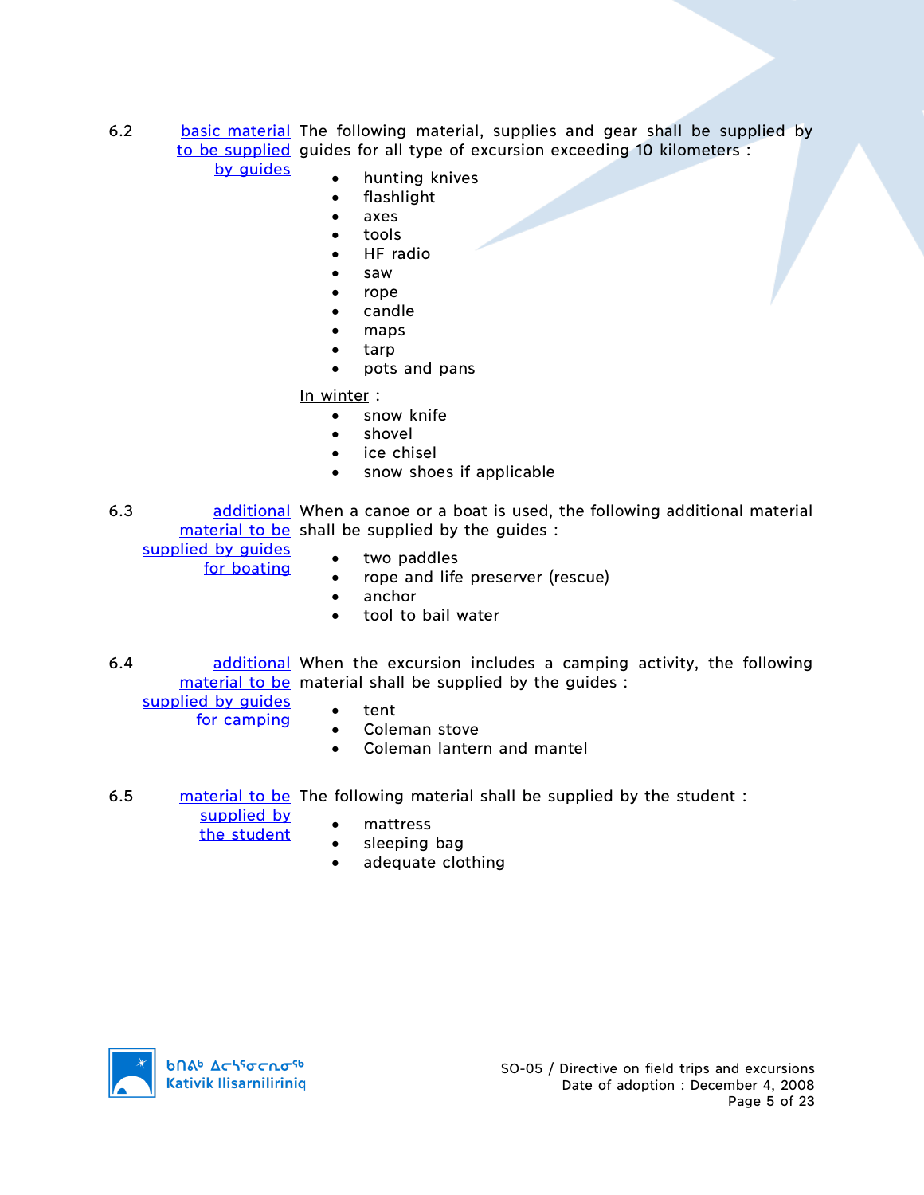**6.2 basic material to be supplied by guides**

The following material, supplies and gear shall be supplied by guides for all type of excursion exceeding 10 kilometers :

- hunting knives
- flashlight
- axes
- tools
- HF radio
- saw
- rope
- candle
- maps
- tarp
- pots and pans

In winter :

- snow knife
- shovel
- ice chisel
- snow shoes if applicable

**6.3 additional material to be supplied by guides for boating**

When a canoe or a boat is used, the following additional material shall be supplied by the guides :

- two paddles
- rope and life preserver (rescue)
- anchor
- tool to bail water

**6.4 additional material to be supplied by guides for camping**

When the excursion includes a camping activity, the following material shall be supplied by the guides :

- tent
- Coleman stove
- Coleman lantern and mantel

**6.5 material to be supplied by the student**

The following material shall be supplied by the student :

- mattress
- sleeping bag
- adequate clothing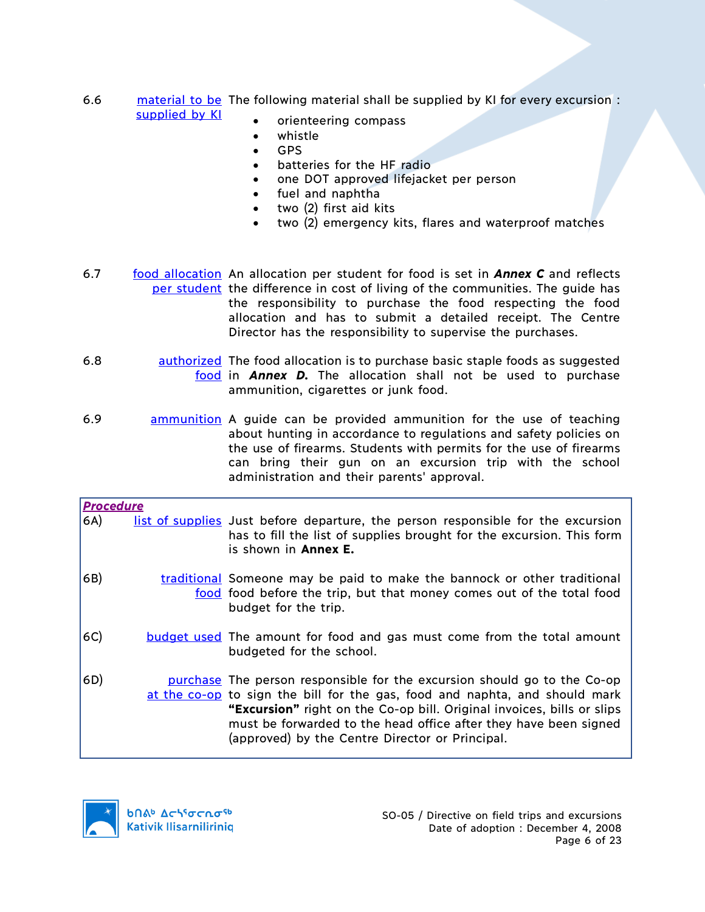6.6 material to be supplied by KI

The following material shall be supplied by KI for every excursion :

- orienteering compass
- whistle
- GPS
- batteries for the HF radio
- one DOT approved lifejacket per person
- fuel and naphtha
- two (2) first aid kits
- two (2) emergency kits, flares and waterproof matches

6.7 food allocation per student

An allocation per student for food is set in ***Annex C*** and reflects the difference in cost of living of the communities. The guide has the responsibility to purchase the food respecting the food allocation and has to submit a detailed receipt. The Centre Director has the responsibility to supervise the purchases.

6.8 authorized food

The food allocation is to purchase basic staple foods as suggested in ***Annex D.*** The allocation shall not be used to purchase ammunition, cigarettes or junk food.

6.9 ammunition

A guide can be provided ammunition for the use of teaching about hunting in accordance to regulations and safety policies on the use of firearms. Students with permits for the use of firearms can bring their gun on an excursion trip with the school administration and their parents' approval.

***Procedure***

6A) list of supplies

Just before departure, the person responsible for the excursion has to fill the list of supplies brought for the excursion. This form is shown in **Annex E.**

6B) traditional food

Someone may be paid to make the bannock or other traditional food before the trip, but that money comes out of the total food budget for the trip.

6C) budget used

The amount for food and gas must come from the total amount budgeted for the school.

6D) purchase at the co-op

The person responsible for the excursion should go to the Co-op to sign the bill for the gas, food and naphta, and should mark **"Excursion"** right on the Co-op bill. Original invoices, bills or slips must be forwarded to the head office after they have been signed (approved) by the Centre Director or Principal.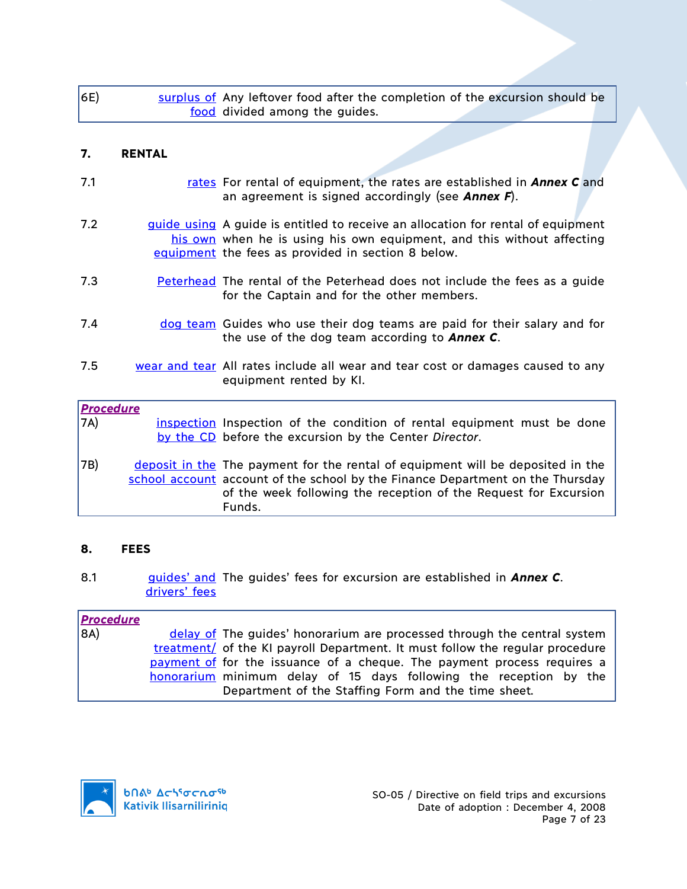| | | |
|---|---|---|
| 6E) | surplus of food | Any leftover food after the completion of the excursion should be divided among the guides. |

## 7. RENTAL

| | | |
|---|---|---|
| 7.1 | rates | For rental of equipment, the rates are established in ***Annex C*** and an agreement is signed accordingly (see ***Annex F***). |
| 7.2 | guide using his own equipment | A guide is entitled to receive an allocation for rental of equipment when he is using his own equipment, and this without affecting the fees as provided in section 8 below. |
| 7.3 | Peterhead | The rental of the Peterhead does not include the fees as a guide for the Captain and for the other members. |
| 7.4 | dog team | Guides who use their dog teams are paid for their salary and for the use of the dog team according to ***Annex C***. |
| 7.5 | wear and tear | All rates include all wear and tear cost or damages caused to any equipment rented by KI. |

***Procedure***

| | | |
|---|---|---|
| 7A) | inspection by the CD | Inspection of the condition of rental equipment must be done before the excursion by the Center *Director*. |
| 7B) | deposit in the school account | The payment for the rental of equipment will be deposited in the account of the school by the Finance Department on the Thursday of the week following the reception of the Request for Excursion Funds. |

## 8. FEES

| | | |
|---|---|---|
| 8.1 | guides' and drivers' fees | The guides' fees for excursion are established in ***Annex C***. |

***Procedure***

| | | |
|---|---|---|
| 8A) | delay of treatment/ payment of honorarium | The guides' honorarium are processed through the central system of the KI payroll Department. It must follow the regular procedure for the issuance of a cheque. The payment process requires a minimum delay of 15 days following the reception by the Department of the Staffing Form and the time sheet. |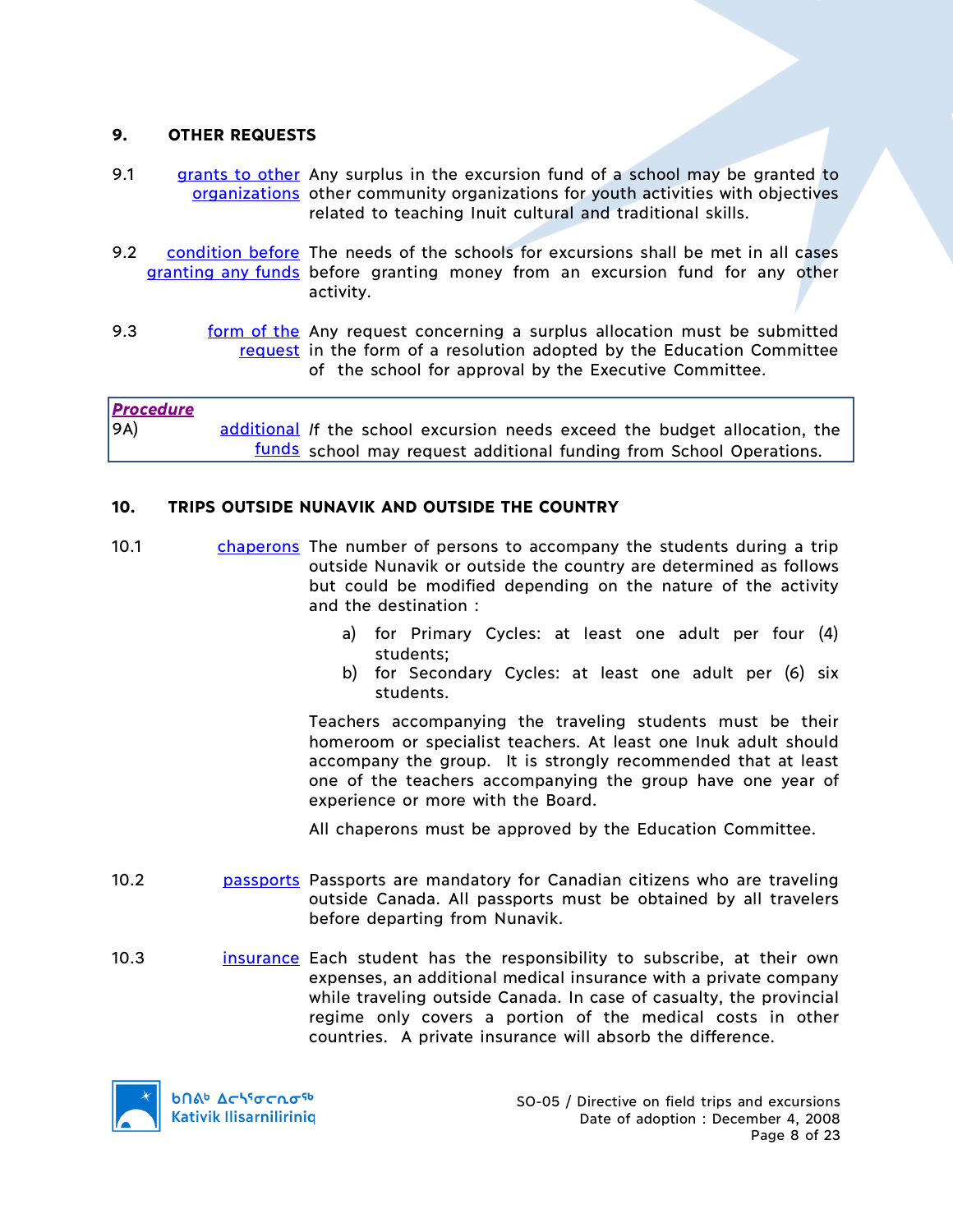## 9. OTHER REQUESTS

9.1 grants to other organizations — Any surplus in the excursion fund of a school may be granted to other community organizations for youth activities with objectives related to teaching Inuit cultural and traditional skills.

9.2 condition before granting any funds — The needs of the schools for excursions shall be met in all cases before granting money from an excursion fund for any other activity.

9.3 form of the request — Any request concerning a surplus allocation must be submitted in the form of a resolution adopted by the Education Committee of the school for approval by the Executive Committee.

> ***Procedure***
>
> 9A) additional funds — If the school excursion needs exceed the budget allocation, the school may request additional funding from School Operations.

## 10. TRIPS OUTSIDE NUNAVIK AND OUTSIDE THE COUNTRY

10.1 chaperons — The number of persons to accompany the students during a trip outside Nunavik or outside the country are determined as follows but could be modified depending on the nature of the activity and the destination :

- a) for Primary Cycles: at least one adult per four (4) students;
- b) for Secondary Cycles: at least one adult per (6) six students.

Teachers accompanying the traveling students must be their homeroom or specialist teachers. At least one Inuk adult should accompany the group. It is strongly recommended that at least one of the teachers accompanying the group have one year of experience or more with the Board.

All chaperons must be approved by the Education Committee.

10.2 passports — Passports are mandatory for Canadian citizens who are traveling outside Canada. All passports must be obtained by all travelers before departing from Nunavik.

10.3 insurance — Each student has the responsibility to subscribe, at their own expenses, an additional medical insurance with a private company while traveling outside Canada. In case of casualty, the provincial regime only covers a portion of the medical costs in other countries. A private insurance will absorb the difference.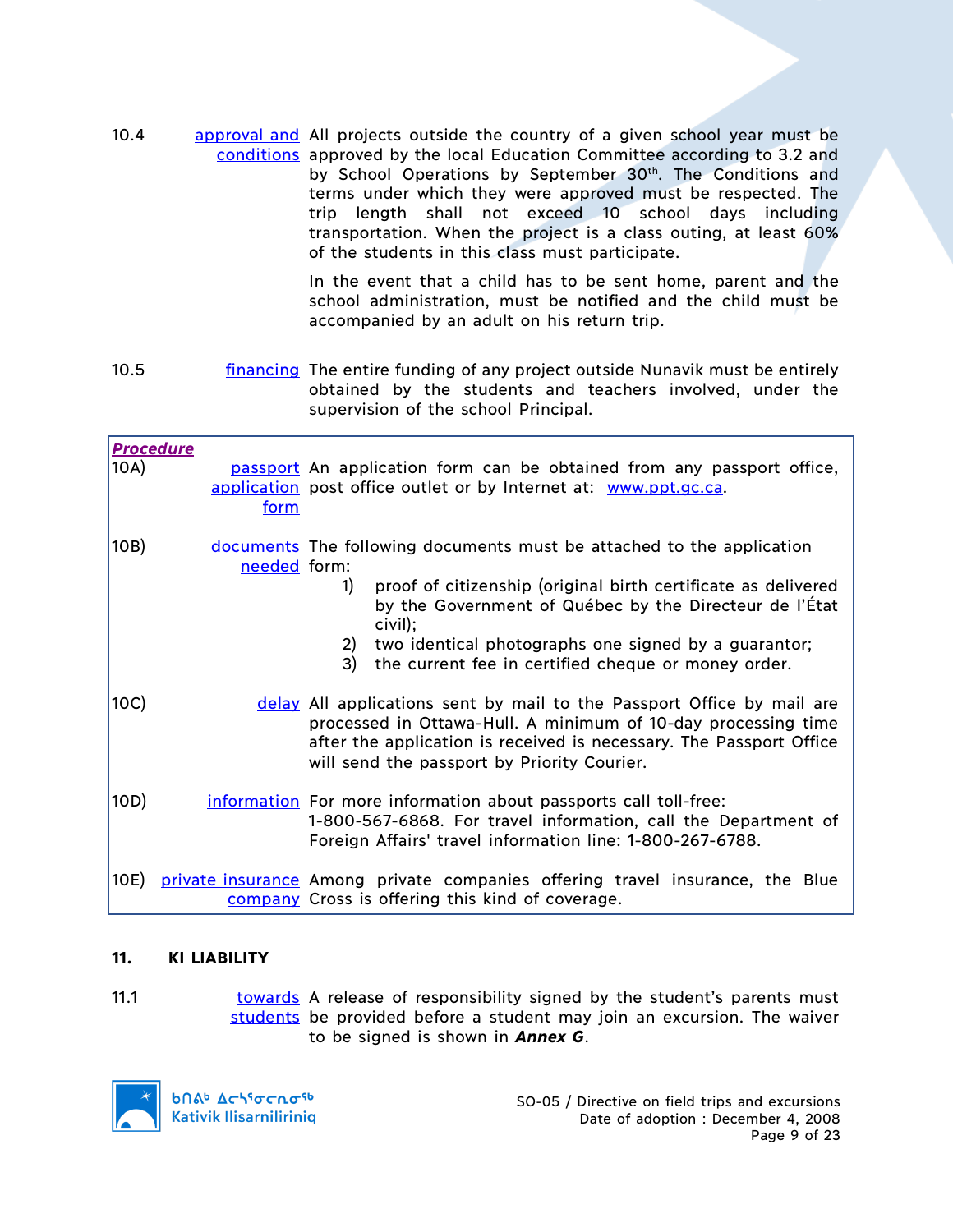10.4 **approval and conditions** All projects outside the country of a given school year must be approved by the local Education Committee according to 3.2 and by School Operations by September 30th. The Conditions and terms under which they were approved must be respected. The trip length shall not exceed 10 school days including transportation. When the project is a class outing, at least 60% of the students in this class must participate.

In the event that a child has to be sent home, parent and the school administration, must be notified and the child must be accompanied by an adult on his return trip.

10.5 **financing** The entire funding of any project outside Nunavik must be entirely obtained by the students and teachers involved, under the supervision of the school Principal.

***Procedure***

10A) **passport application form** An application form can be obtained from any passport office, post office outlet or by Internet at: www.ppt.gc.ca.

10B) **documents needed** The following documents must be attached to the application form:

1) proof of citizenship (original birth certificate as delivered by the Government of Québec by the Directeur de l'État civil);
2) two identical photographs one signed by a guarantor;
3) the current fee in certified cheque or money order.

10C) **delay** All applications sent by mail to the Passport Office by mail are processed in Ottawa-Hull. A minimum of 10-day processing time after the application is received is necessary. The Passport Office will send the passport by Priority Courier.

10D) **information** For more information about passports call toll-free: 1-800-567-6868. For travel information, call the Department of Foreign Affairs' travel information line: 1-800-267-6788.

10E) **private insurance company** Among private companies offering travel insurance, the Blue Cross is offering this kind of coverage.

## 11. KI LIABILITY

11.1 **towards students** A release of responsibility signed by the student's parents must be provided before a student may join an excursion. The waiver to be signed is shown in ***Annex G***.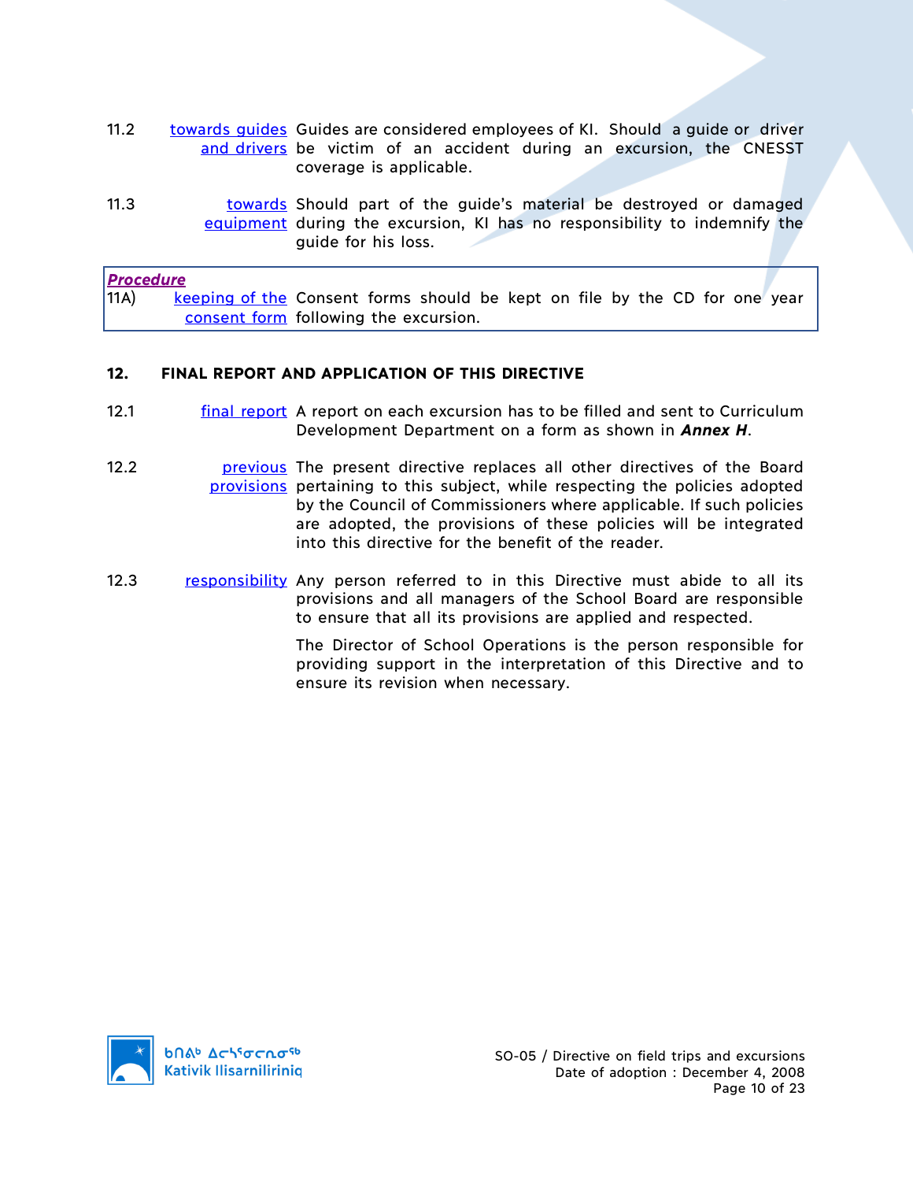11.2 towards guides and drivers — Guides are considered employees of KI. Should a guide or driver be victim of an accident during an excursion, the CNESST coverage is applicable.

11.3 towards equipment — Should part of the guide's material be destroyed or damaged during the excursion, KI has no responsibility to indemnify the guide for his loss.

> ***Procedure***
>
> 11A) keeping of the consent form — Consent forms should be kept on file by the CD for one year following the excursion.

## 12. FINAL REPORT AND APPLICATION OF THIS DIRECTIVE

12.1 final report — A report on each excursion has to be filled and sent to Curriculum Development Department on a form as shown in ***Annex H***.

12.2 previous provisions — The present directive replaces all other directives of the Board pertaining to this subject, while respecting the policies adopted by the Council of Commissioners where applicable. If such policies are adopted, the provisions of these policies will be integrated into this directive for the benefit of the reader.

12.3 responsibility — Any person referred to in this Directive must abide to all its provisions and all managers of the School Board are responsible to ensure that all its provisions are applied and respected.

The Director of School Operations is the person responsible for providing support in the interpretation of this Directive and to ensure its revision when necessary.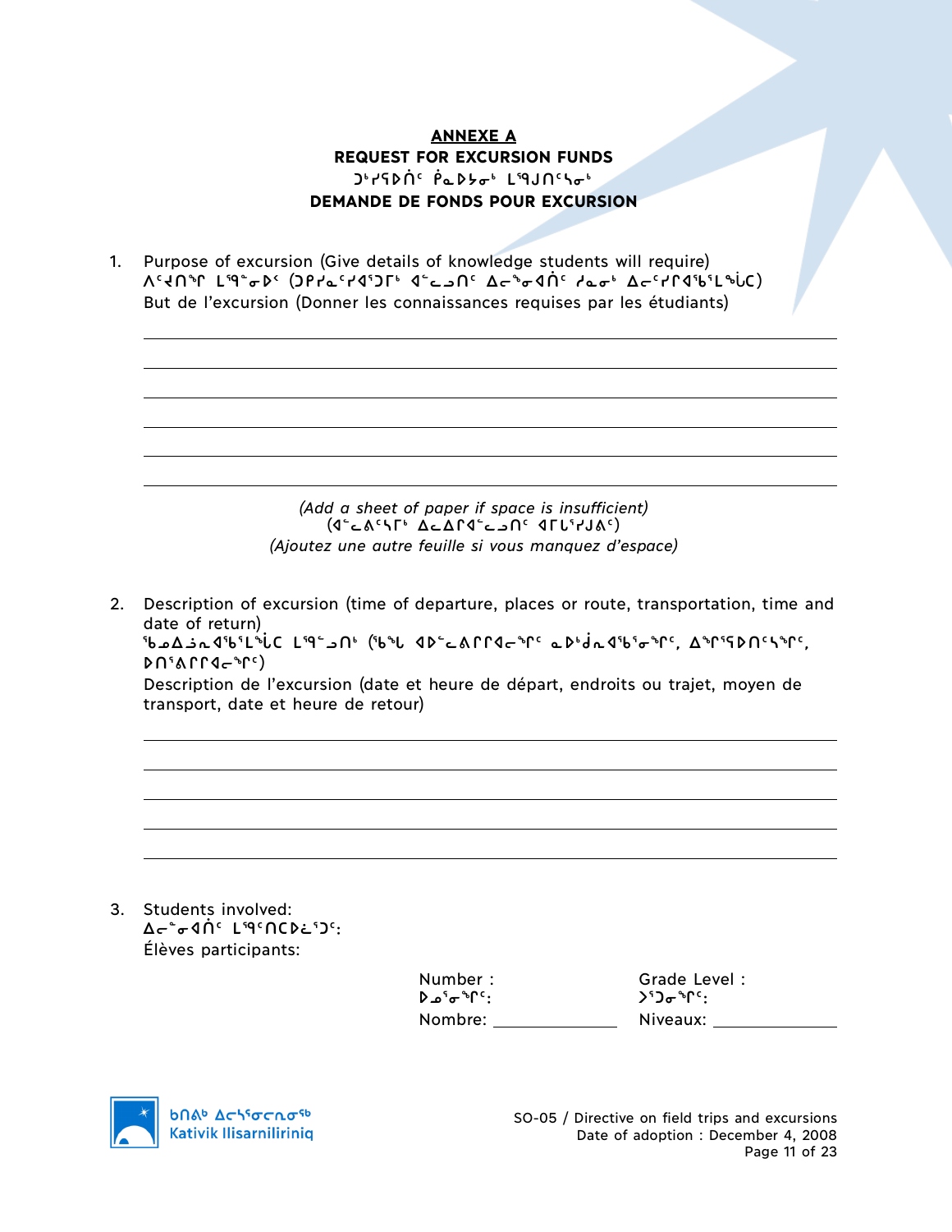**ANNEXE A**

**REQUEST FOR EXCURSION FUNDS**

**ᑐᒃᓯᕋᐅᑏᑦ ᑮᓇᐅᔭᓂᒃ ᒪᕐᖁᑎᑦᓴᓂᒃ**

**DEMANDE DE FONDS POUR EXCURSION**

1. Purpose of excursion (Give details of knowledge students will require)
ᐱᑦᔪᑎᖓ ᒪᕐᖄᓂᐅᑉ (ᑐᑭᓯᓇᑦᓯᐊᕐᑐᒥᒃ ᐊᓪᓚᓗᑎᑦ ᐃᓕᓐᓂᐊᑏᑦ ᓱᓇᓂᒃ ᐃᓕᑦᓯᒋᐊᖃᕐᒪᖔᑕ)
But de l'excursion (Donner les connaissances requises par les étudiants)

_______________________________________________

_______________________________________________

_______________________________________________

_______________________________________________

_______________________________________________

_______________________________________________

*(Add a sheet of paper if space is insufficient)*
(ᐊᓪᓚᕝᕕᑦᓴᒥᒃ ᐃᓚᐃᒥᐊᓪᓚᓗᑎᑦ ᐊᒥᒐᕐᓯᒍᕝᕕᑦ)
*(Ajoutez une autre feuille si vous manquez d'espace)*

2. Description of excursion (time of departure, places or route, transportation, time and date of return)
ᖃᓄᐃᓘᓇᕐᑲᕐᒪᖔᑕ ᒪᕐᖄᓗᑎᒃ (ᖃᖓ ᐊᐅᓪᓚᕝᕕᒋᓯᐊᓕᕐᒥᑦ ᓇᐅᒃᑯᓇᕐᑲᕐᓂᕐᒥᑦ, ᐃᖏᕐᕋᐅᑎᑦᓴᕐᒥᑦ, ᐅᑎᕐᕝᕕᒋᓯᐊᓕᕐᒥᑦ)
Description de l'excursion (date et heure de départ, endroits ou trajet, moyen de transport, date et heure de retour)

_______________________________________________

_______________________________________________

_______________________________________________

_______________________________________________

_______________________________________________

3. Students involved:
ᐃᓕᓐᓂᐊᑏᑦ ᒪᕐᖁᑎᑕᐅᓚᕐᑐᑦ:
Élèves participants:

Number :
ᐅᓄᕐᓂᖏᑦ:
Nombre: ______________

Grade Level :
ᐳᕐᑐᓂᖏᑦ:
Niveaux: ______________

ᑲᑎᕝᕕᒃ ᐃᓕᓴᕐᓂᓕᕆᓂᖅ
Kativik Ilisarniliriniq

SO-05 / Directive on field trips and excursions
Date of adoption : December 4, 2008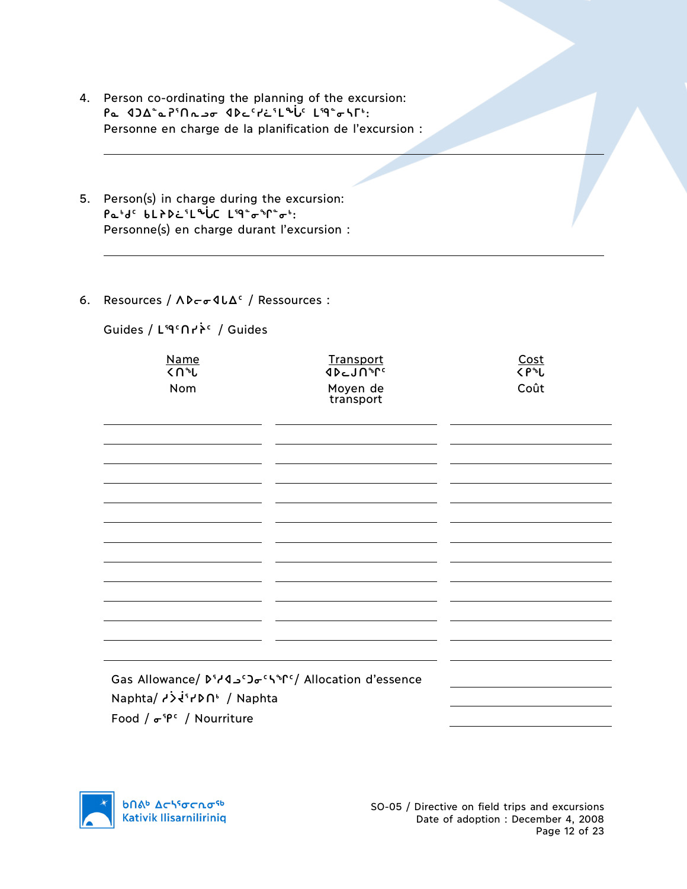4. Person co-ordinating the planning of the excursion:
   ᑭᓇ ᐊᑐᐃᓐᓇᕐᑎᖓᓄᓂ ᐊᐅᓚᑦᓯᓈᕐᒪᖓᑦ ᒪᕐᖓᓂᕐᒥᒃ:
   Personne en charge de la planification de l’excursion :

   ______________________________________________

5. Person(s) in charge during the excursion:
   ᑭᓇᒃᑯᑦ ᑲᒪᔾᔪᑖᕐᒪᖓᑕ ᒪᕐᖓᓂᕆᓂᒃ:
   Personne(s) en charge durant l’excursion :

   ______________________________________________

6. Resources / ᐱᕙᓪᓕᐊᒪᐃᑦ / Ressources :

   Guides / ᒪᕐᖁᑎᓯᔩᑦ / Guides

| Name<br>ᐸᑎᖓ<br>Nom | Transport<br>ᐊᐅᓚᒍᑎᖏᑦ<br>Moyen de transport | Cost<br>ᐸᑭᖓ<br>Coût |
|---|---|---|
| | | |
| | | |
| | | |
| | | |
| | | |
| | | |
| | | |
| | | |
| | | |
| | | |
| | | |
| | | |

| | |
|---|---|
| Gas Allowance/ ᐅᕐᓯᐊᓗᑦᑐᓂᑦᓴᖏᑦ/ Allocation d’essence | |
| Naphta/ ᓲᕚᕐᓯᐅᑎᒃ / Naphta | |
| Food / ᓂᕿᑦ / Nourriture | |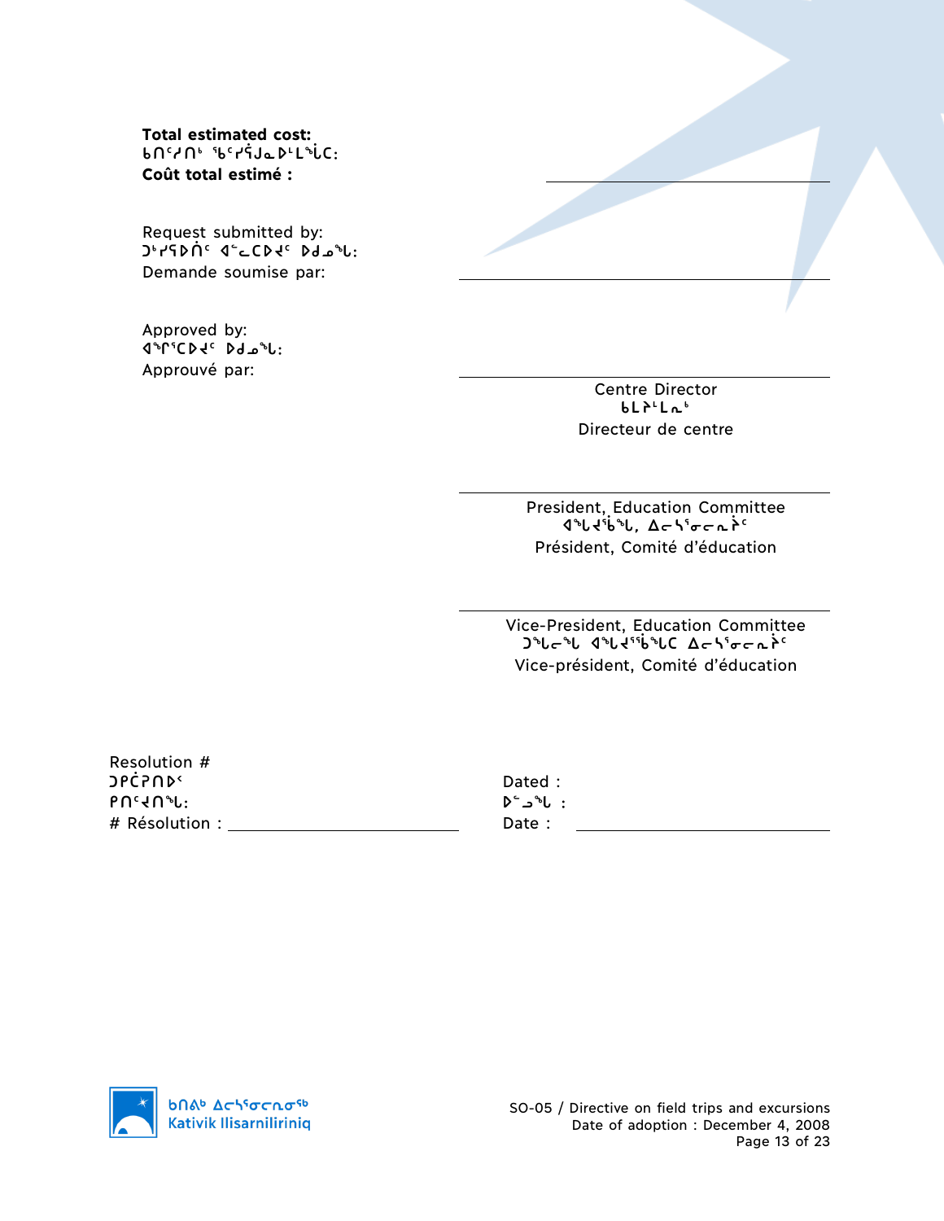**Total estimated cost:**
**ᑲᑎᑦᓯᑎᒃ ᖃᑦᓯᕋᒍᓇᐅᒻᒪᖔᑕ:**
**Coût total estimé :** ______________________

Request submitted by:
ᑐᒃᓯᕋᐅᑏᑦ ᐊᓪᓚᑕᐅᔪᑦ ᐅᑯᓄᖓ:
Demande soumise par: ______________________

Approved by:
ᐊᖏᕐᑕᐅᔪᑦ ᐅᑯᓄᖓ:
Approuvé par: ______________________

Centre Director
ᑲᒪᔨᒻᒪᕆᒃ
Directeur de centre

______________________

President, Education Committee
ᐊᖓᔪᖄᖓ, ᐃᓕᓐᓂᐊᓂᖅ ᑲᑎᒪᔨᖏᑦ
Président, Comité d'éducation

______________________

Vice-President, Education Committee
ᑐᖓᓕᖓ ᐊᖓᔪᖅᑳᖓᑕ ᐃᓕᓐᓂᐊᓂᖅ ᑲᑎᒪᔨᖏᑦ
Vice-président, Comité d'éducation

Resolution #
ᑐᑭᓕᐅᑎᐅᑉ
ᑭᑎᑦᔪᑎᖓ:
# Résolution : ______________________

Dated :
ᐅᓪᓗᖓ :
Date : ______________________

ᑲᑎᕕᒃ ᐃᓕᓐᓂᐊᓂᓕᕆᓂᖅ
Kativik Ilisarniliriniq

SO-05 / Directive on field trips and excursions
Date of adoption : December 4, 2008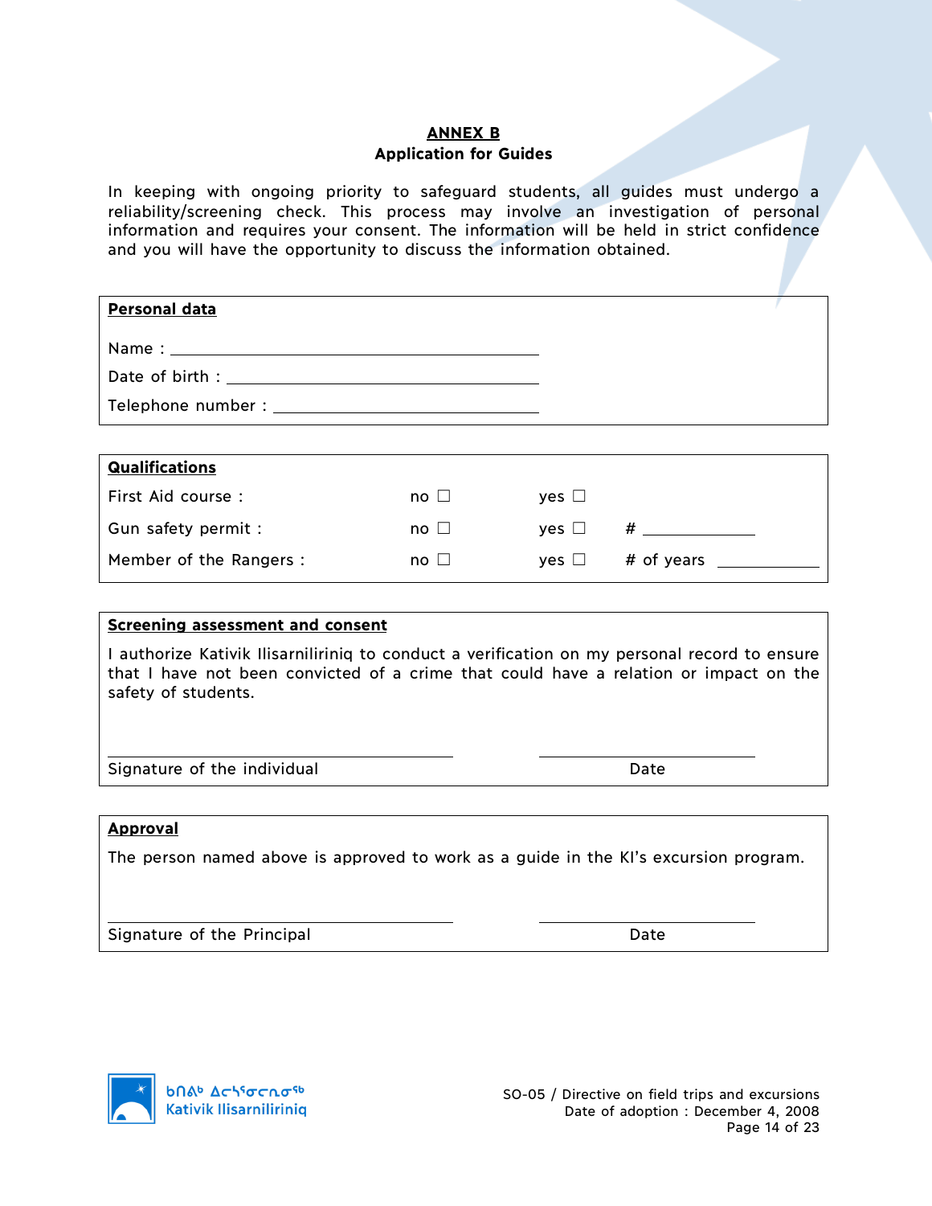**ANNEX B**

**Application for Guides**

In keeping with ongoing priority to safeguard students, all guides must undergo a reliability/screening check. This process may involve an investigation of personal information and requires your consent. The information will be held in strict confidence and you will have the opportunity to discuss the information obtained.

**Personal data**

Name : ____________________________________

Date of birth : ______________________________

Telephone number : __________________________

**Qualifications**

| | | | |
|---|---|---|---|
| First Aid course : | no ☐ | yes ☐ | |
| Gun safety permit : | no ☐ | yes ☐ | # __________ |
| Member of the Rangers : | no ☐ | yes ☐ | # of years __________ |

**Screening assessment and consent**

I authorize Kativik Ilisarniliriniq to conduct a verification on my personal record to ensure that I have not been convicted of a crime that could have a relation or impact on the safety of students.

________________________________ ____________________

Signature of the individual Date

**Approval**

The person named above is approved to work as a guide in the KI's excursion program.

________________________________ ____________________

Signature of the Principal Date

SO-05 / Directive on field trips and excursions
Date of adoption : December 4, 2008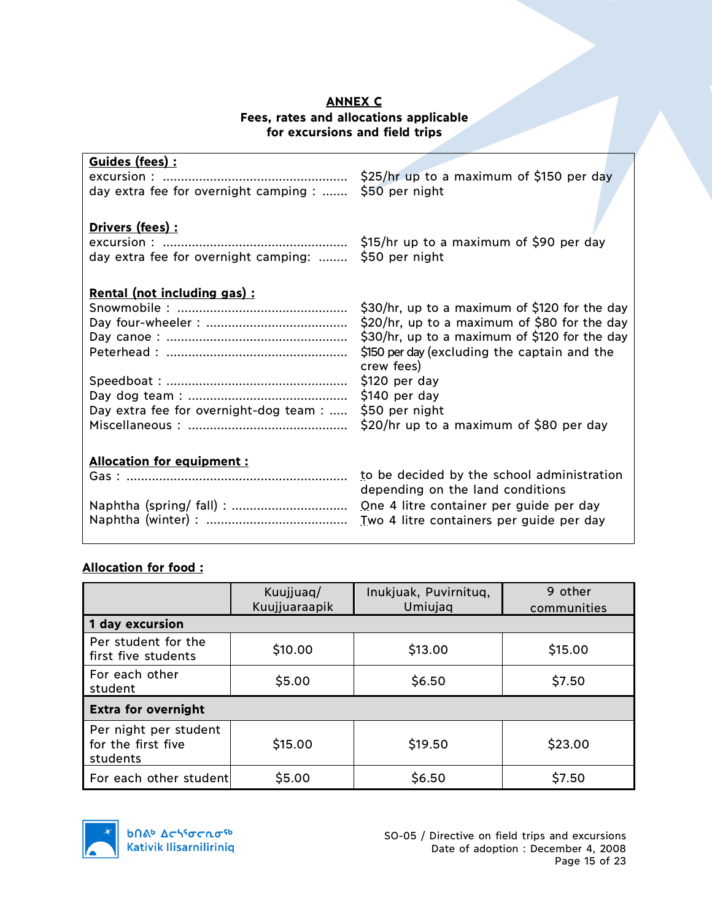## ANNEX C

**Fees, rates and allocations applicable for excursions and field trips**

| | |
|---|---|
| **Guides (fees) :** | |
| excursion : | $25/hr up to a maximum of $150 per day |
| day extra fee for overnight camping : | $50 per night |
| **Drivers (fees) :** | |
| excursion : | $15/hr up to a maximum of $90 per day |
| day extra fee for overnight camping: | $50 per night |
| **Rental (not including gas) :** | |
| Snowmobile : | $30/hr, up to a maximum of $120 for the day |
| Day four-wheeler : | $20/hr, up to a maximum of $80 for the day |
| Day canoe : | $30/hr, up to a maximum of $120 for the day |
| Peterhead : | $150 per day (excluding the captain and the crew fees) |
| Speedboat : | $120 per day |
| Day dog team : | $140 per day |
| Day extra fee for overnight-dog team : | $50 per night |
| Miscellaneous : | $20/hr up to a maximum of $80 per day |
| **Allocation for equipment :** | |
| Gas : | to be decided by the school administration depending on the land conditions |
| Naphtha (spring/ fall) : | One 4 litre container per guide per day |
| Naphtha (winter) : | Two 4 litre containers per guide per day |

**Allocation for food :**

| | Kuujjuaq/ Kuujjuaraapik | Inukjuak, Puvirnituq, Umiujaq | 9 other communities |
|---|---|---|---|
| **1 day excursion** | | | |
| Per student for the first five students | $10.00 | $13.00 | $15.00 |
| For each other student | $5.00 | $6.50 | $7.50 |
| **Extra for overnight** | | | |
| Per night per student for the first five students | $15.00 | $19.50 | $23.00 |
| For each other student | $5.00 | $6.50 | $7.50 |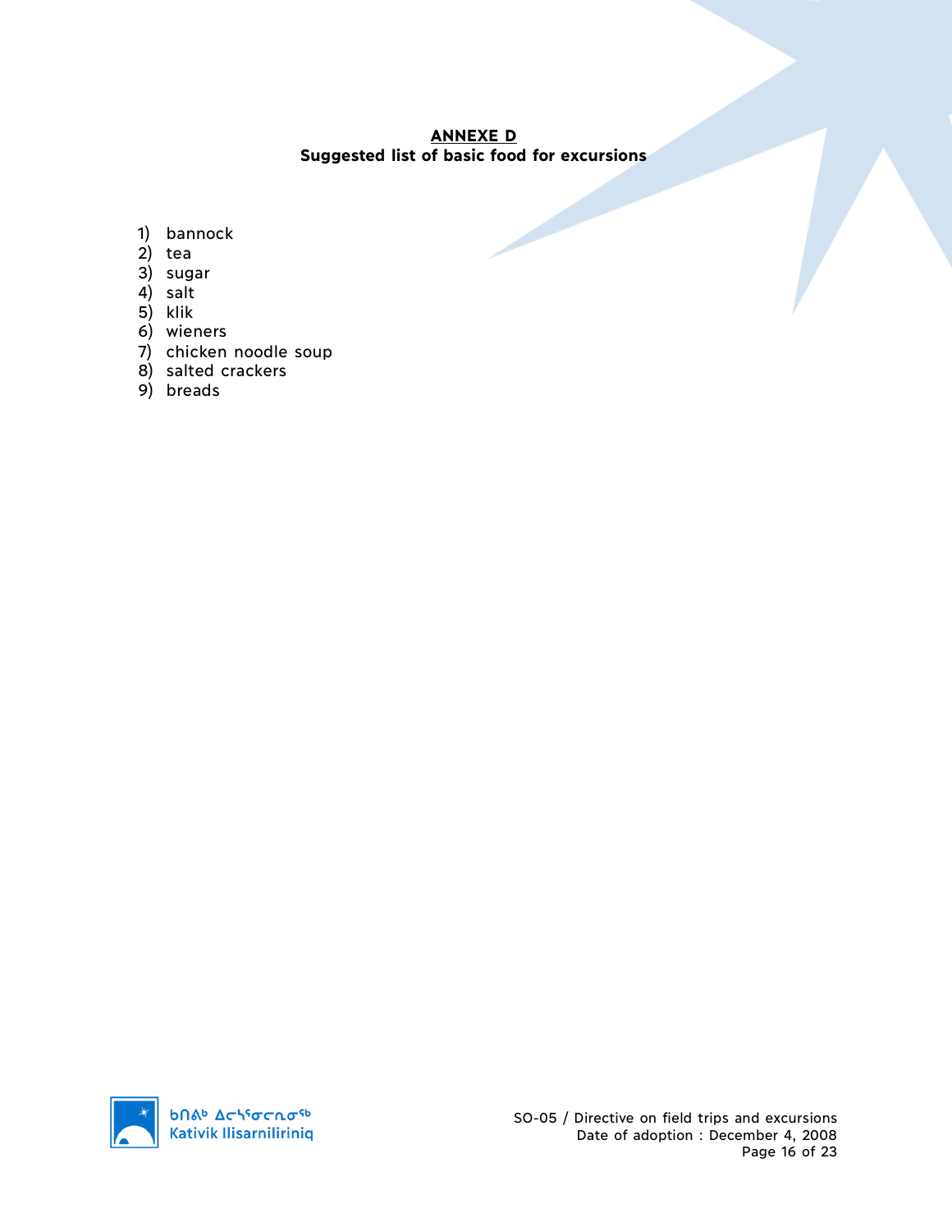## ANNEXE D

**Suggested list of basic food for excursions**

1) bannock
2) tea
3) sugar
4) salt
5) klik
6) wieners
7) chicken noodle soup
8) salted crackers
9) breads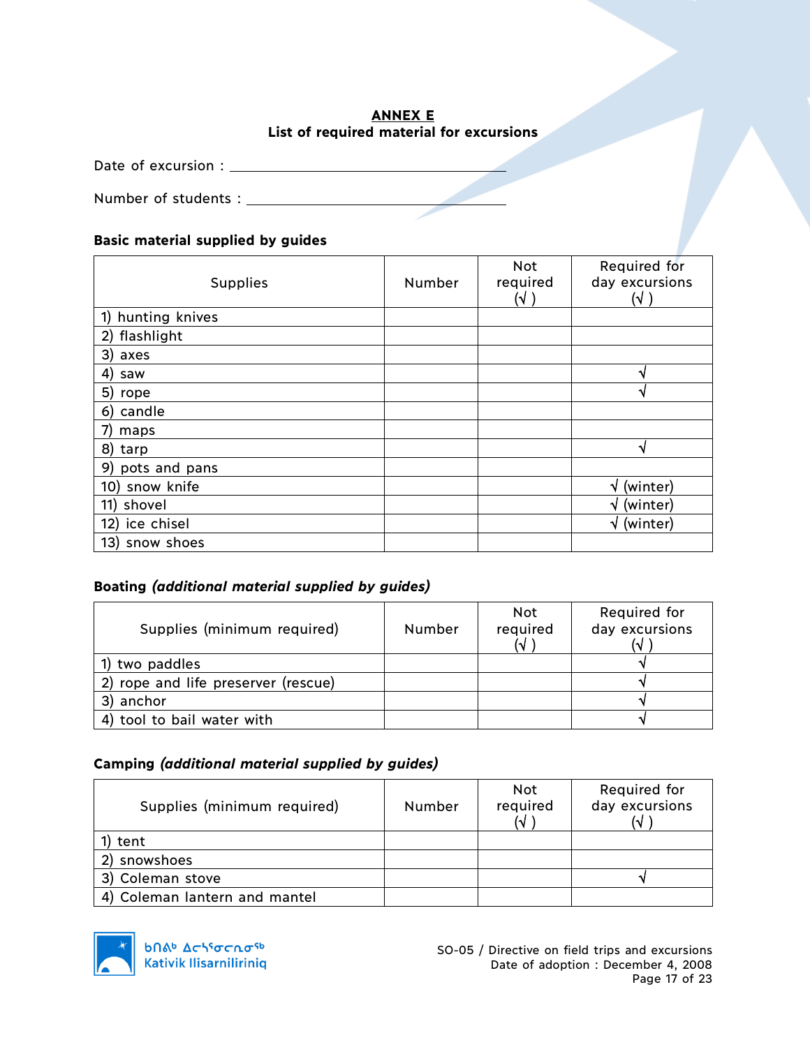## ANNEX E

**List of required material for excursions**

Date of excursion : ______________________________

Number of students : ______________________________

### Basic material supplied by guides

| Supplies | Number | Not required (√ ) | Required for day excursions (√ ) |
|---|---|---|---|
| 1) hunting knives | | | |
| 2) flashlight | | | |
| 3) axes | | | |
| 4) saw | | | √ |
| 5) rope | | | √ |
| 6) candle | | | |
| 7) maps | | | |
| 8) tarp | | | √ |
| 9) pots and pans | | | |
| 10) snow knife | | | √ (winter) |
| 11) shovel | | | √ (winter) |
| 12) ice chisel | | | √ (winter) |
| 13) snow shoes | | | |

### Boating *(additional material supplied by guides)*

| Supplies (minimum required) | Number | Not required (√ ) | Required for day excursions (√ ) |
|---|---|---|---|
| 1) two paddles | | | √ |
| 2) rope and life preserver (rescue) | | | √ |
| 3) anchor | | | √ |
| 4) tool to bail water with | | | √ |

### Camping *(additional material supplied by guides)*

| Supplies (minimum required) | Number | Not required (√ ) | Required for day excursions (√ ) |
|---|---|---|---|
| 1) tent | | | |
| 2) snowshoes | | | |
| 3) Coleman stove | | | √ |
| 4) Coleman lantern and mantel | | | |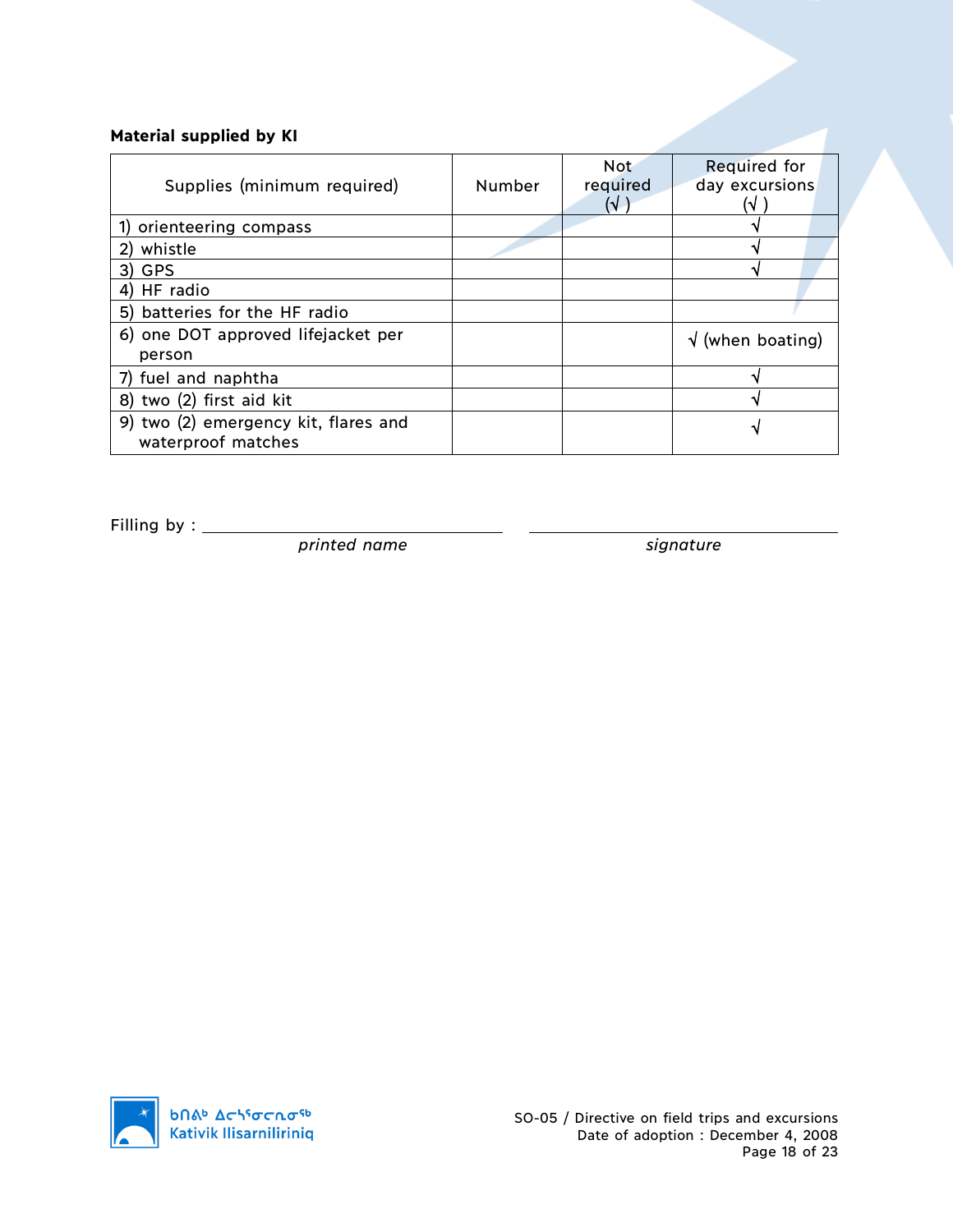**Material supplied by KI**

| Supplies (minimum required) | Number | Not required (√ ) | Required for day excursions (√ ) |
|---|---|---|---|
| 1) orienteering compass | | | √ |
| 2) whistle | | | √ |
| 3) GPS | | | √ |
| 4) HF radio | | | |
| 5) batteries for the HF radio | | | |
| 6) one DOT approved lifejacket per person | | | √ (when boating) |
| 7) fuel and naphtha | | | √ |
| 8) two (2) first aid kit | | | √ |
| 9) two (2) emergency kit, flares and waterproof matches | | | √ |

Filling by : ______________________________ ______________________________

*printed name* *signature*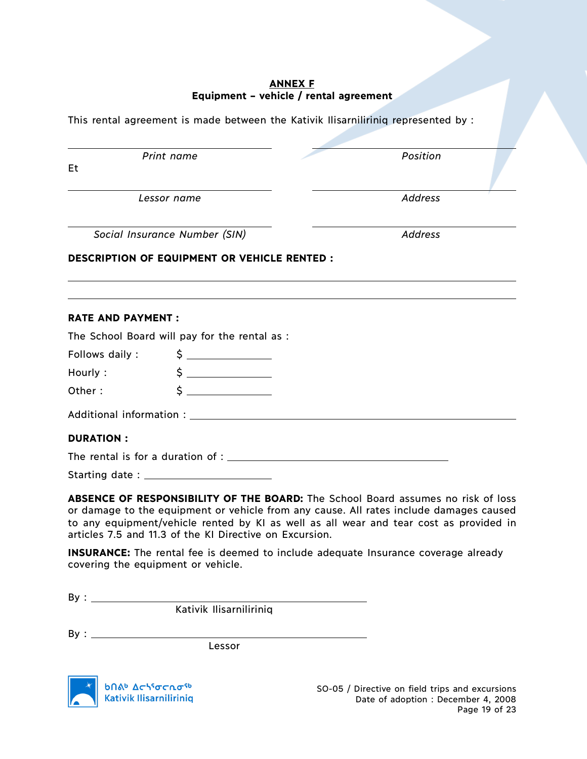## ANNEX F

### Equipment – vehicle / rental agreement

This rental agreement is made between the Kativik Ilisarniliriniq represented by :

| ____________________ | ____________________ |
|---|---|
| *Print name* | *Position* |

Et

| ____________________ | ____________________ |
|---|---|
| *Lessor name* | *Address* |
| ____________________ | ____________________ |
| *Social Insurance Number (SIN)* | *Address* |

**DESCRIPTION OF EQUIPMENT OR VEHICLE RENTED :**

______________________________________________

______________________________________________

**RATE AND PAYMENT :**

The School Board will pay for the rental as :

Follows daily : $ ____________

Hourly : $ ____________

Other : $ ____________

Additional information : ______________________________________________

**DURATION :**

The rental is for a duration of : ______________________________

Starting date : ____________________

**ABSENCE OF RESPONSIBILITY OF THE BOARD:** The School Board assumes no risk of loss or damage to the equipment or vehicle from any cause. All rates include damages caused to any equipment/vehicle rented by KI as well as all wear and tear cost as provided in articles 7.5 and 11.3 of the KI Directive on Excursion.

**INSURANCE:** The rental fee is deemed to include adequate Insurance coverage already covering the equipment or vehicle.

By : ______________________________________________
Kativik Ilisarniliriniq

By : ______________________________________________
Lessor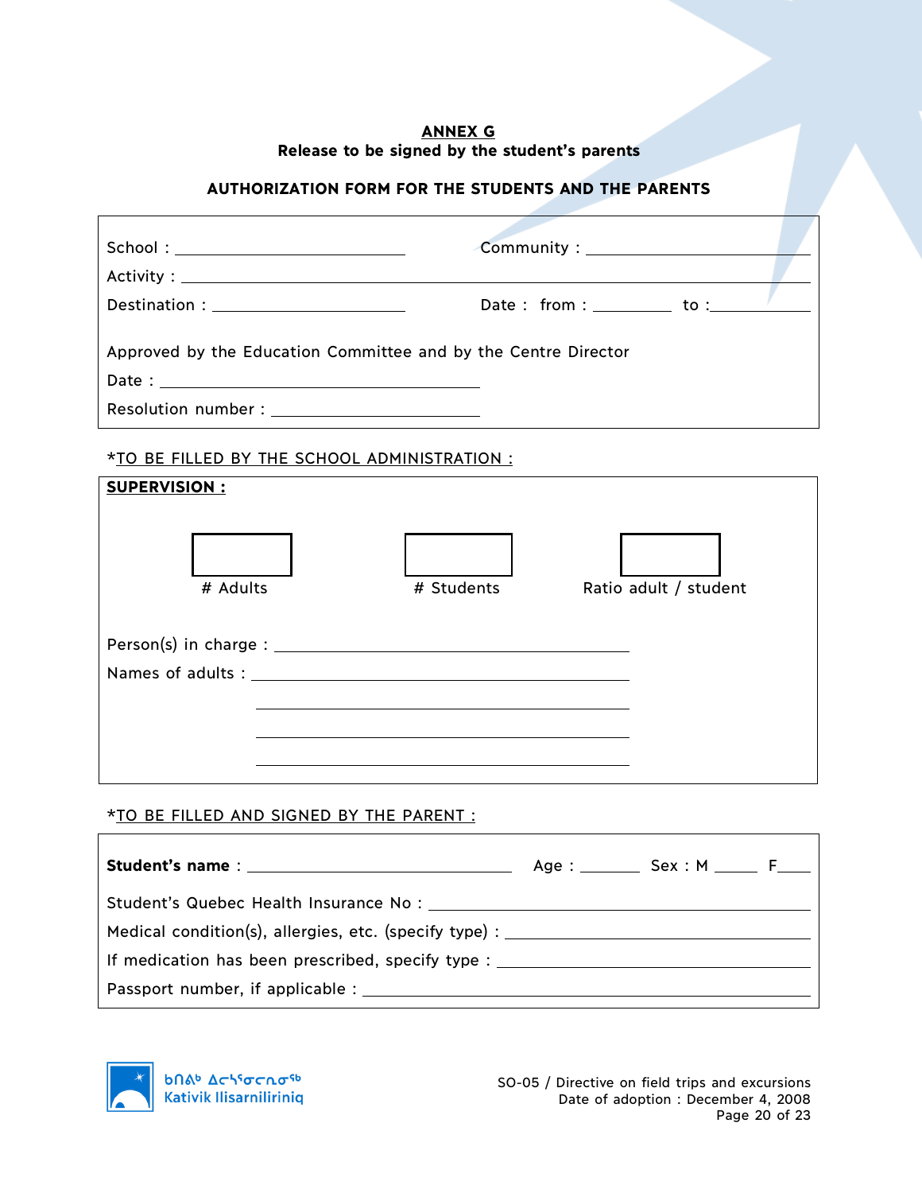**ANNEX G**

**Release to be signed by the student's parents**

**AUTHORIZATION FORM FOR THE STUDENTS AND THE PARENTS**

School : ______________________ Community : ______________________

Activity : ______________________________________________

Destination : ______________________ Date : from : __________ to : __________

Approved by the Education Committee and by the Centre Director

Date : ______________________________

Resolution number : ______________________

*TO BE FILLED BY THE SCHOOL ADMINISTRATION :

**SUPERVISION :**

| # Adults | # Students | Ratio adult / student |
|---|---|---|
| | | |

Person(s) in charge : ______________________________________

Names of adults : ______________________________________

______________________________________

______________________________________

______________________________________

*TO BE FILLED AND SIGNED BY THE PARENT :

**Student's name** : ______________________ Age : _______ Sex : M _____ F____

Student's Quebec Health Insurance No : ______________________________

Medical condition(s), allergies, etc. (specify type) : ______________________

If medication has been prescribed, specify type : ______________________

Passport number, if applicable : ______________________________

ᑲᑎᕕᒃ ᐃᓕᓴᕐᓂᓕᕆᓂᖅ Kativik Ilisarniliriniq

SO-05 / Directive on field trips and excursions
Date of adoption : December 4, 2008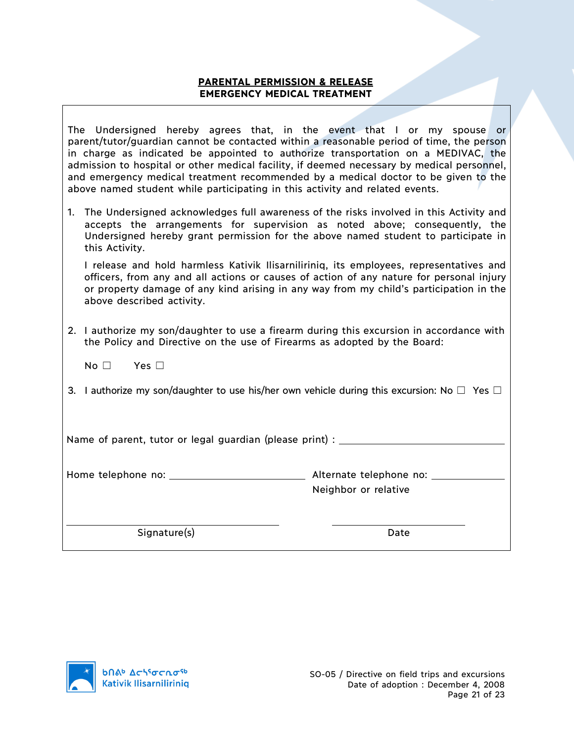**PARENTAL PERMISSION & RELEASE**
**EMERGENCY MEDICAL TREATMENT**

The Undersigned hereby agrees that, in the event that I or my spouse or parent/tutor/guardian cannot be contacted within a reasonable period of time, the person in charge as indicated be appointed to authorize transportation on a MEDIVAC, the admission to hospital or other medical facility, if deemed necessary by medical personnel, and emergency medical treatment recommended by a medical doctor to be given to the above named student while participating in this activity and related events.

1. The Undersigned acknowledges full awareness of the risks involved in this Activity and accepts the arrangements for supervision as noted above; consequently, the Undersigned hereby grant permission for the above named student to participate in this Activity.

   I release and hold harmless Kativik Ilisarniliriniq, its employees, representatives and officers, from any and all actions or causes of action of any nature for personal injury or property damage of any kind arising in any way from my child's participation in the above described activity.

2. I authorize my son/daughter to use a firearm during this excursion in accordance with the Policy and Directive on the use of Firearms as adopted by the Board:

   No ☐ Yes ☐

3. I authorize my son/daughter to use his/her own vehicle during this excursion: No ☐ Yes ☐

Name of parent, tutor or legal guardian (please print) : ______________________________

Home telephone no: ________________________ Alternate telephone no: ______________
Neighbor or relative

________________________________ ________________________
Signature(s) Date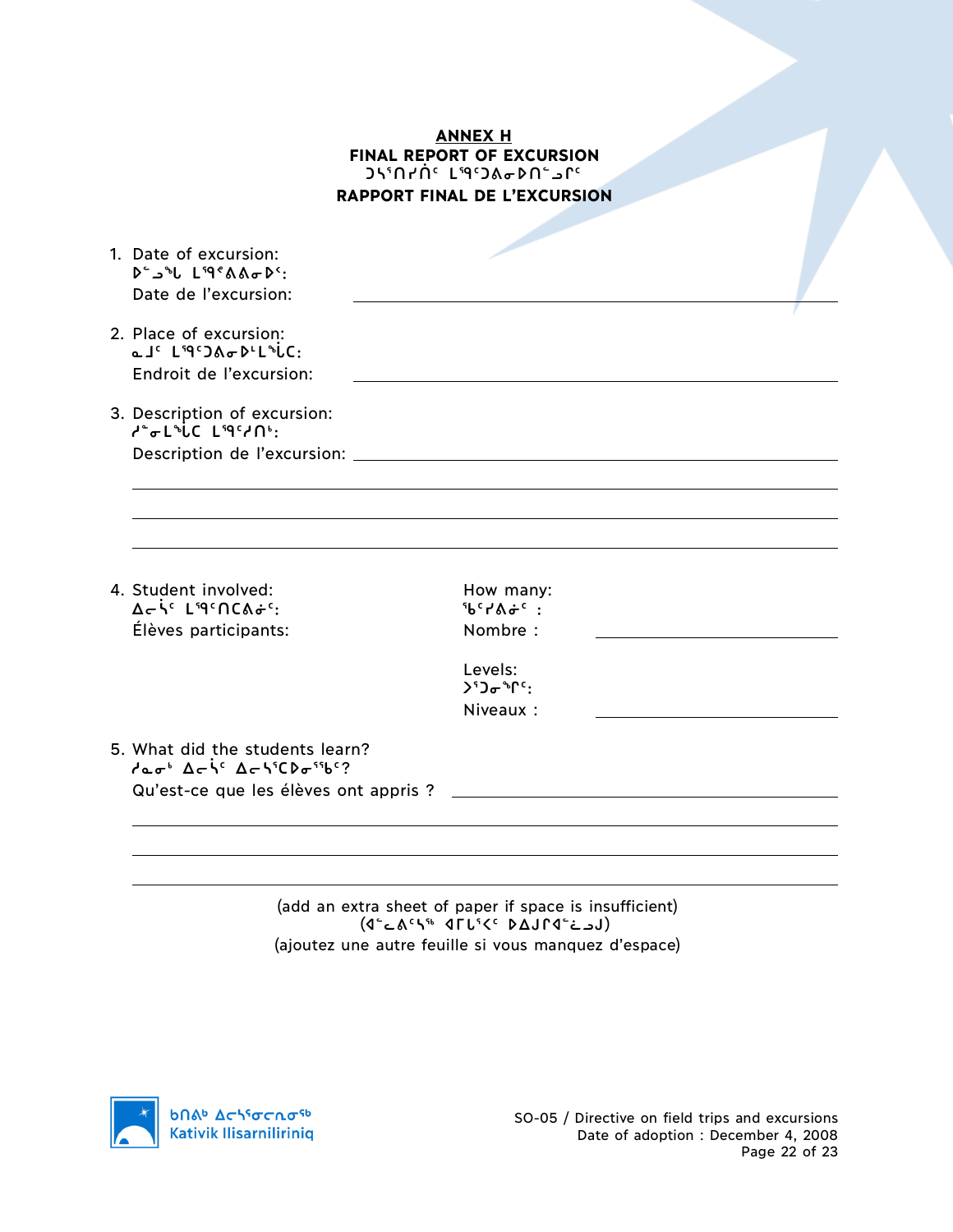**ANNEX H**

**FINAL REPORT OF EXCURSION**

**ᑐᓴᕐᑎᓯᐅᑏᑦ ᒪᒃᑯᑦᑐᐱᓂᐅᑎᓪᓗᒋᑦ**

**RAPPORT FINAL DE L'EXCURSION**

1. Date of excursion:
   ᐅᓪᓗᖓ ᒪᒃᑯᐱᐱᓂᐅᑉ:
   Date de l'excursion: ______________________________

2. Place of excursion:
   ᓇᒧᑦ ᒪᒃᑯᑦᑐᐱᓂᐅᒪᓪᓚᑖ:
   Endroit de l'excursion: ______________________________

3. Description of excursion:
   ᓱᓪᓂᒪᓪᓚᑖ ᒪᒃᑯᑦᓯᑎᒃ:
   Description de l'excursion: ______________________________

   ______________________________

   ______________________________

   ______________________________

4. Student involved:
   ᐃᓕᓴᑦ ᒪᒃᑯᑦᑎᑕᐱᓃᑦ:
   Élèves participants:

   How many:
   ᖃᑦᓯᐱᓃᑦ :
   Nombre : ______________________________

   Levels:
   ᐳᕐᑐᓂᖏᑦ:
   Niveaux : ______________________________

5. What did the students learn?
   ᓱᓇᓂᒃ ᐃᓕᓴᑦ ᐃᓕᓭᑦᑕᐅᓂᖅᑲᑦ?
   Qu'est-ce que les élèves ont appris ? ______________________________

   ______________________________

   ______________________________

   ______________________________

(add an extra sheet of paper if space is insufficient)
(ᐊᓪᓚᐱᑦᓴᖅ ᐊᒥᒐᕐᐸᑦ ᐅᐃᒍᒥᐊᓪᓛᓗᒍ)
(ajoutez une autre feuille si vous manquez d'espace)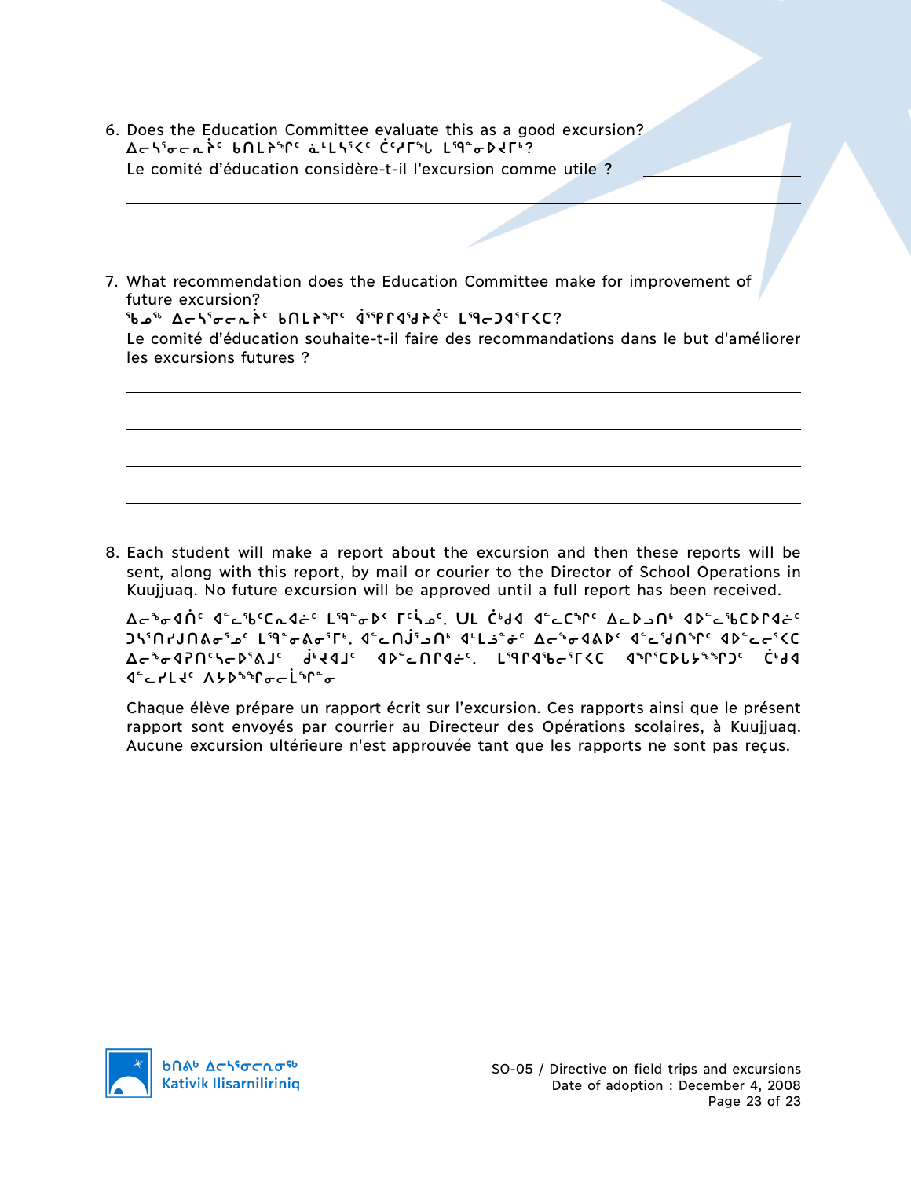6. Does the Education Committee evaluate this as a good excursion?
ᐃᓕᓭᓂᓕᕆᔩᑦ ᑲᑎᒪᔨᖏᑦ ᓈᒻᒪᓭᐸᑦ ᑖᓯᒥᖓ ᒪᕿᓂᐅᕙᒥᒃ?
Le comité d'éducation considère-t-il l'excursion comme utile ? ____________________

______________________________________________________________________

______________________________________________________________________

7. What recommendation does the Education Committee make for improvement of future excursion?
ᖃᓄᖅ ᐃᓕᓭᓂᓕᕆᔩᑦ ᑲᑎᒪᔨᖏᑦ ᐋᕿᑦᑎᐊᕐᓂᐊᕐᔪᓚᐅᔭᖏᑦ ᒪᕿᓕᑐᐊᕐᒥᐸᑕ?
Le comité d'éducation souhaite-t-il faire des recommandations dans le but d'améliorer les excursions futures ?

______________________________________________________________________

______________________________________________________________________

______________________________________________________________________

______________________________________________________________________

8. Each student will make a report about the excursion and then these reports will be sent, along with this report, by mail or courier to the Director of School Operations in Kuujjuaq. No future excursion will be approved until a full report has been received.

ᐃᓕᓐᓂᐊᑏᑦ ᐊᓪᓚᖃᑕᓇᔪᑦ ᒪᕿᓂᐅᑉ ᒥᒃᓵᓄᑦ. ᑌᒪ ᑖᒃᑯᐊ ᐊᓪᓚᑕᖏᑦ ᐃᓚᐅᓗᑎᒃ ᐊᐅᓪᓚᖃᑕᐅᑎᑦᑎᐊᔪᑦ ᑐᓯᑎᓯᒍᑎᕕᓂᕐᓄᑦ ᒪᕿᓂᕕᓂᕐᒥᒃ. ᐊᓪᓚᑎᒎᕐᓗᑎᒃ ᐊᒻᒪᓘᓐᓃᑦ ᐃᓕᓐᓂᐊᕕᐅᑉ ᐊᓪᓚᕝᕕᖓᑦ ᐊᐅᓪᓚᓕᕐᑕ ᐃᓕᓐᓂᐊᕈᑎᓭᓕᐅᕐᕕᒧᑦ ᑰᔾᔪᐊᒧᑦ ᐊᐅᓪᓚᑎᑦᑎᐊᔪᑦ. ᒪᕿᑎᐊᕐᑲᓕᕐᒥᐸᑕ ᐊᖏᕐᑕᐅᒐᓱᒃᑭᑐᑦ ᑖᒃᑯᐊ ᐊᓪᓚᓯᒪᔪᑦ ᐱᔭᐅᖕᖏᓂᓕᒫᖏᓐᓂ

Chaque élève prépare un rapport écrit sur l'excursion. Ces rapports ainsi que le présent rapport sont envoyés par courrier au Directeur des Opérations scolaires, à Kuujjuaq. Aucune excursion ultérieure n'est approuvée tant que les rapports ne sont pas reçus.